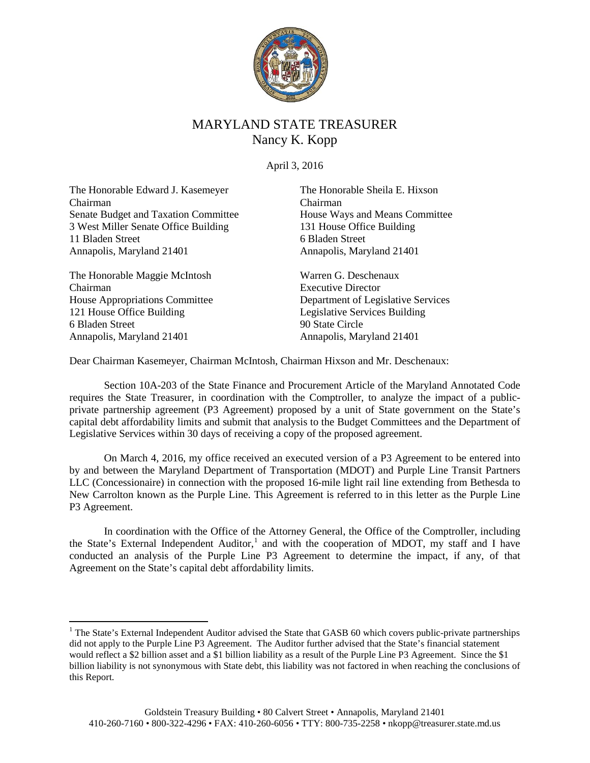# MARYLAND STATE TREASURER

Nancy K. Kopp

April 3, 2016

The Honorable Edward J. Kasemeyer
Chairman
Senate Budget and Taxation Committee
3 West Miller Senate Office Building
11 Bladen Street
Annapolis, Maryland 21401

The Honorable Sheila E. Hixson
Chairman
House Ways and Means Committee
131 House Office Building
6 Bladen Street
Annapolis, Maryland 21401

The Honorable Maggie McIntosh
Chairman
House Appropriations Committee
121 House Office Building
6 Bladen Street
Annapolis, Maryland 21401

Warren G. Deschenaux
Executive Director
Department of Legislative Services
Legislative Services Building
90 State Circle
Annapolis, Maryland 21401

Dear Chairman Kasemeyer, Chairman McIntosh, Chairman Hixson and Mr. Deschenaux:

Section 10A-203 of the State Finance and Procurement Article of the Maryland Annotated Code requires the State Treasurer, in coordination with the Comptroller, to analyze the impact of a public-private partnership agreement (P3 Agreement) proposed by a unit of State government on the State's capital debt affordability limits and submit that analysis to the Budget Committees and the Department of Legislative Services within 30 days of receiving a copy of the proposed agreement.

On March 4, 2016, my office received an executed version of a P3 Agreement to be entered into by and between the Maryland Department of Transportation (MDOT) and Purple Line Transit Partners LLC (Concessionaire) in connection with the proposed 16-mile light rail line extending from Bethesda to New Carrolton known as the Purple Line. This Agreement is referred to in this letter as the Purple Line P3 Agreement.

In coordination with the Office of the Attorney General, the Office of the Comptroller, including the State's External Independent Auditor,[1] and with the cooperation of MDOT, my staff and I have conducted an analysis of the Purple Line P3 Agreement to determine the impact, if any, of that Agreement on the State's capital debt affordability limits.

[1] The State's External Independent Auditor advised the State that GASB 60 which covers public-private partnerships did not apply to the Purple Line P3 Agreement. The Auditor further advised that the State's financial statement would reflect a $2 billion asset and a $1 billion liability as a result of the Purple Line P3 Agreement. Since the $1 billion liability is not synonymous with State debt, this liability was not factored in when reaching the conclusions of this Report.

Goldstein Treasury Building • 80 Calvert Street • Annapolis, Maryland 21401
410-260-7160 • 800-322-4296 • FAX: 410-260-6056 • TTY: 800-735-2258 • nkopp@treasurer.state.md.us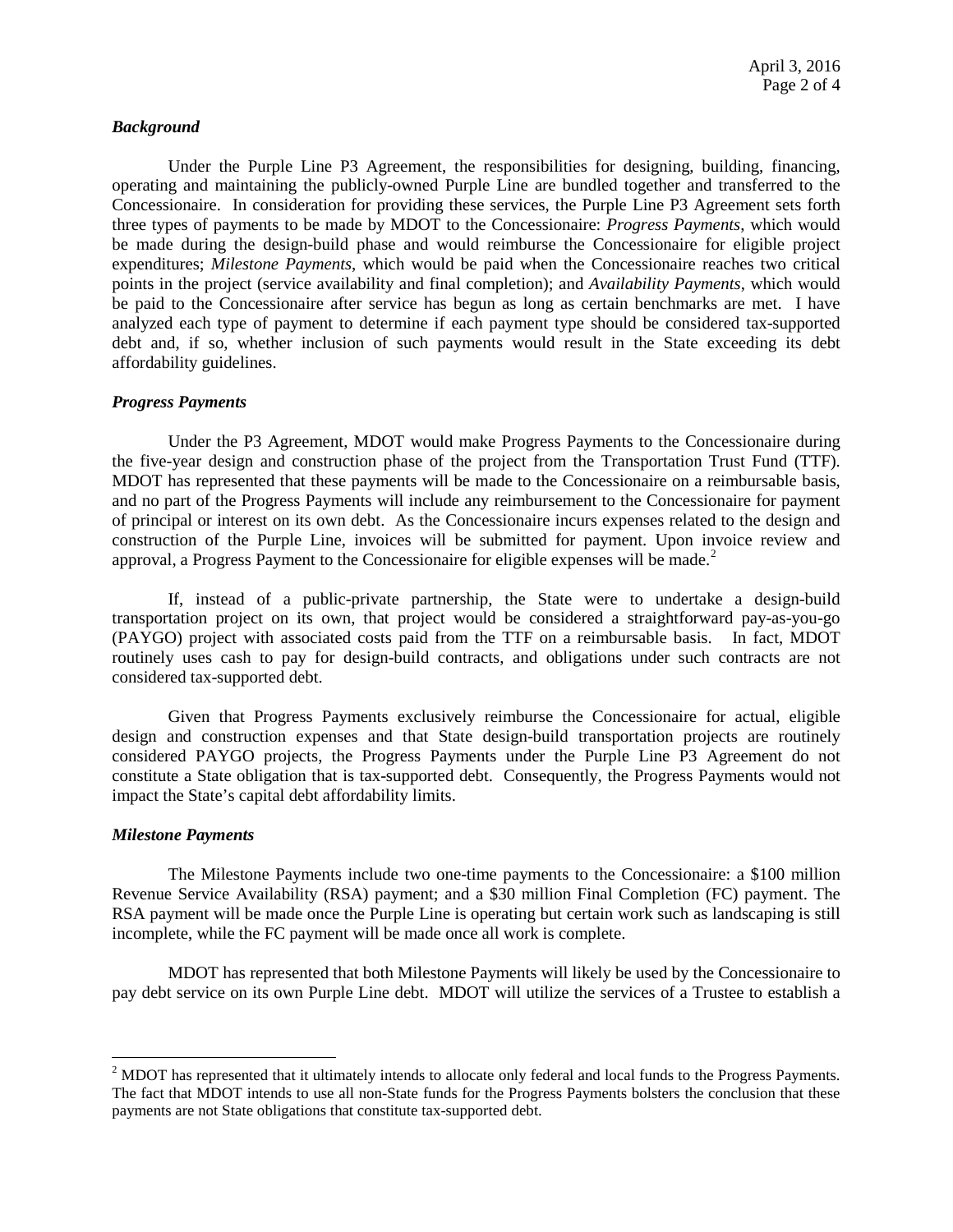### *Background*

Under the Purple Line P3 Agreement, the responsibilities for designing, building, financing, operating and maintaining the publicly-owned Purple Line are bundled together and transferred to the Concessionaire. In consideration for providing these services, the Purple Line P3 Agreement sets forth three types of payments to be made by MDOT to the Concessionaire: *Progress Payments*, which would be made during the design-build phase and would reimburse the Concessionaire for eligible project expenditures; *Milestone Payments*, which would be paid when the Concessionaire reaches two critical points in the project (service availability and final completion); and *Availability Payments*, which would be paid to the Concessionaire after service has begun as long as certain benchmarks are met. I have analyzed each type of payment to determine if each payment type should be considered tax-supported debt and, if so, whether inclusion of such payments would result in the State exceeding its debt affordability guidelines.

### *Progress Payments*

Under the P3 Agreement, MDOT would make Progress Payments to the Concessionaire during the five-year design and construction phase of the project from the Transportation Trust Fund (TTF). MDOT has represented that these payments will be made to the Concessionaire on a reimbursable basis, and no part of the Progress Payments will include any reimbursement to the Concessionaire for payment of principal or interest on its own debt. As the Concessionaire incurs expenses related to the design and construction of the Purple Line, invoices will be submitted for payment. Upon invoice review and approval, a Progress Payment to the Concessionaire for eligible expenses will be made.[2]

If, instead of a public-private partnership, the State were to undertake a design-build transportation project on its own, that project would be considered a straightforward pay-as-you-go (PAYGO) project with associated costs paid from the TTF on a reimbursable basis. In fact, MDOT routinely uses cash to pay for design-build contracts, and obligations under such contracts are not considered tax-supported debt.

Given that Progress Payments exclusively reimburse the Concessionaire for actual, eligible design and construction expenses and that State design-build transportation projects are routinely considered PAYGO projects, the Progress Payments under the Purple Line P3 Agreement do not constitute a State obligation that is tax-supported debt. Consequently, the Progress Payments would not impact the State's capital debt affordability limits.

### *Milestone Payments*

The Milestone Payments include two one-time payments to the Concessionaire: a $100 million Revenue Service Availability (RSA) payment; and a $30 million Final Completion (FC) payment. The RSA payment will be made once the Purple Line is operating but certain work such as landscaping is still incomplete, while the FC payment will be made once all work is complete.

MDOT has represented that both Milestone Payments will likely be used by the Concessionaire to pay debt service on its own Purple Line debt. MDOT will utilize the services of a Trustee to establish a

---

[2] MDOT has represented that it ultimately intends to allocate only federal and local funds to the Progress Payments. The fact that MDOT intends to use all non-State funds for the Progress Payments bolsters the conclusion that these payments are not State obligations that constitute tax-supported debt.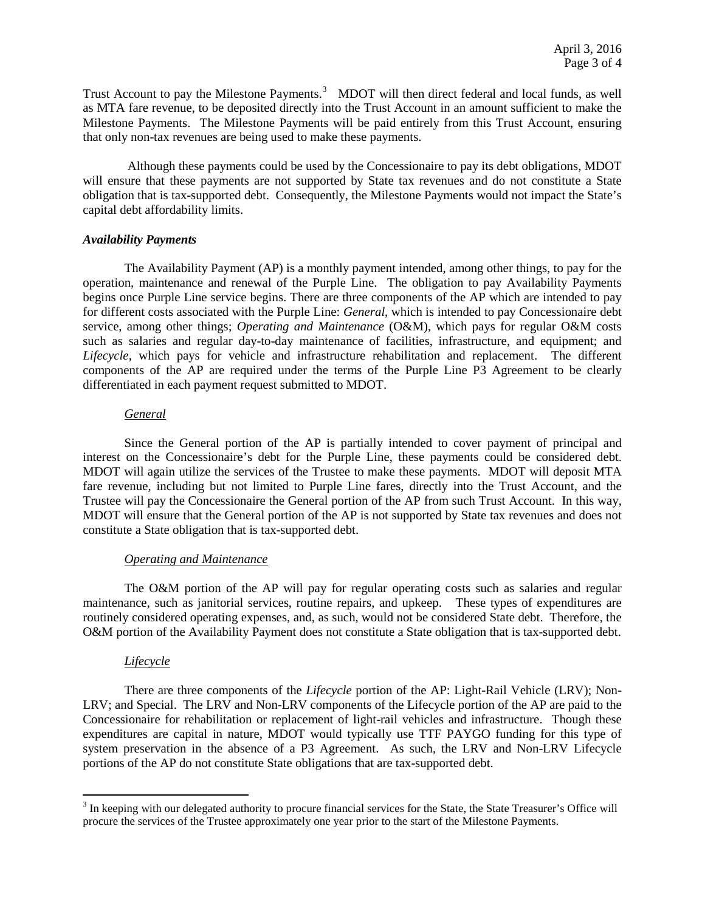Trust Account to pay the Milestone Payments.[3] MDOT will then direct federal and local funds, as well as MTA fare revenue, to be deposited directly into the Trust Account in an amount sufficient to make the Milestone Payments. The Milestone Payments will be paid entirely from this Trust Account, ensuring that only non-tax revenues are being used to make these payments.

Although these payments could be used by the Concessionaire to pay its debt obligations, MDOT will ensure that these payments are not supported by State tax revenues and do not constitute a State obligation that is tax-supported debt. Consequently, the Milestone Payments would not impact the State's capital debt affordability limits.

***Availability Payments***

The Availability Payment (AP) is a monthly payment intended, among other things, to pay for the operation, maintenance and renewal of the Purple Line. The obligation to pay Availability Payments begins once Purple Line service begins. There are three components of the AP which are intended to pay for different costs associated with the Purple Line: *General*, which is intended to pay Concessionaire debt service, among other things; *Operating and Maintenance* (O&M), which pays for regular O&M costs such as salaries and regular day-to-day maintenance of facilities, infrastructure, and equipment; and *Lifecycle*, which pays for vehicle and infrastructure rehabilitation and replacement. The different components of the AP are required under the terms of the Purple Line P3 Agreement to be clearly differentiated in each payment request submitted to MDOT.

*General*

Since the General portion of the AP is partially intended to cover payment of principal and interest on the Concessionaire's debt for the Purple Line, these payments could be considered debt. MDOT will again utilize the services of the Trustee to make these payments. MDOT will deposit MTA fare revenue, including but not limited to Purple Line fares, directly into the Trust Account, and the Trustee will pay the Concessionaire the General portion of the AP from such Trust Account. In this way, MDOT will ensure that the General portion of the AP is not supported by State tax revenues and does not constitute a State obligation that is tax-supported debt.

*Operating and Maintenance*

The O&M portion of the AP will pay for regular operating costs such as salaries and regular maintenance, such as janitorial services, routine repairs, and upkeep. These types of expenditures are routinely considered operating expenses, and, as such, would not be considered State debt. Therefore, the O&M portion of the Availability Payment does not constitute a State obligation that is tax-supported debt.

*Lifecycle*

There are three components of the *Lifecycle* portion of the AP: Light-Rail Vehicle (LRV); Non-LRV; and Special. The LRV and Non-LRV components of the Lifecycle portion of the AP are paid to the Concessionaire for rehabilitation or replacement of light-rail vehicles and infrastructure. Though these expenditures are capital in nature, MDOT would typically use TTF PAYGO funding for this type of system preservation in the absence of a P3 Agreement. As such, the LRV and Non-LRV Lifecycle portions of the AP do not constitute State obligations that are tax-supported debt.

[3] In keeping with our delegated authority to procure financial services for the State, the State Treasurer's Office will procure the services of the Trustee approximately one year prior to the start of the Milestone Payments.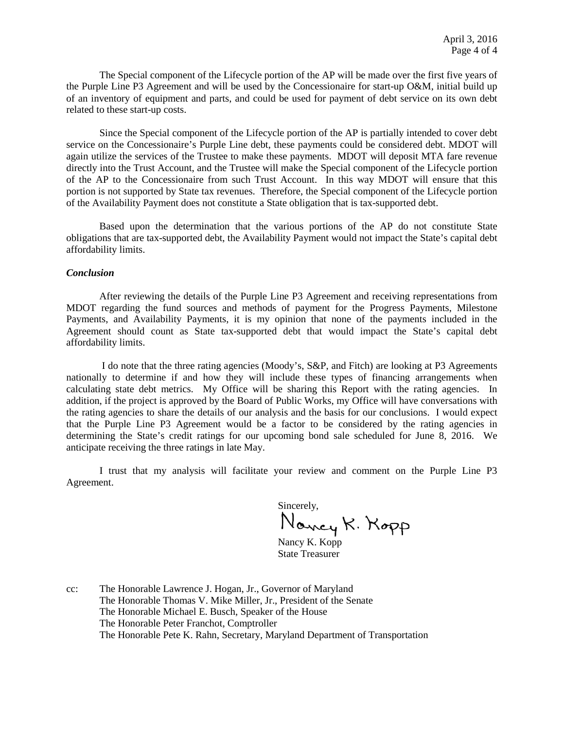The Special component of the Lifecycle portion of the AP will be made over the first five years of the Purple Line P3 Agreement and will be used by the Concessionaire for start-up O&M, initial build up of an inventory of equipment and parts, and could be used for payment of debt service on its own debt related to these start-up costs.

Since the Special component of the Lifecycle portion of the AP is partially intended to cover debt service on the Concessionaire's Purple Line debt, these payments could be considered debt. MDOT will again utilize the services of the Trustee to make these payments. MDOT will deposit MTA fare revenue directly into the Trust Account, and the Trustee will make the Special component of the Lifecycle portion of the AP to the Concessionaire from such Trust Account. In this way MDOT will ensure that this portion is not supported by State tax revenues. Therefore, the Special component of the Lifecycle portion of the Availability Payment does not constitute a State obligation that is tax-supported debt.

Based upon the determination that the various portions of the AP do not constitute State obligations that are tax-supported debt, the Availability Payment would not impact the State's capital debt affordability limits.

***Conclusion***

After reviewing the details of the Purple Line P3 Agreement and receiving representations from MDOT regarding the fund sources and methods of payment for the Progress Payments, Milestone Payments, and Availability Payments, it is my opinion that none of the payments included in the Agreement should count as State tax-supported debt that would impact the State's capital debt affordability limits.

I do note that the three rating agencies (Moody's, S&P, and Fitch) are looking at P3 Agreements nationally to determine if and how they will include these types of financing arrangements when calculating state debt metrics. My Office will be sharing this Report with the rating agencies. In addition, if the project is approved by the Board of Public Works, my Office will have conversations with the rating agencies to share the details of our analysis and the basis for our conclusions. I would expect that the Purple Line P3 Agreement would be a factor to be considered by the rating agencies in determining the State's credit ratings for our upcoming bond sale scheduled for June 8, 2016. We anticipate receiving the three ratings in late May.

I trust that my analysis will facilitate your review and comment on the Purple Line P3 Agreement.

Sincerely,

Nancy K. Kopp

Nancy K. Kopp
State Treasurer

cc: The Honorable Lawrence J. Hogan, Jr., Governor of Maryland
The Honorable Thomas V. Mike Miller, Jr., President of the Senate
The Honorable Michael E. Busch, Speaker of the House
The Honorable Peter Franchot, Comptroller
The Honorable Pete K. Rahn, Secretary, Maryland Department of Transportation